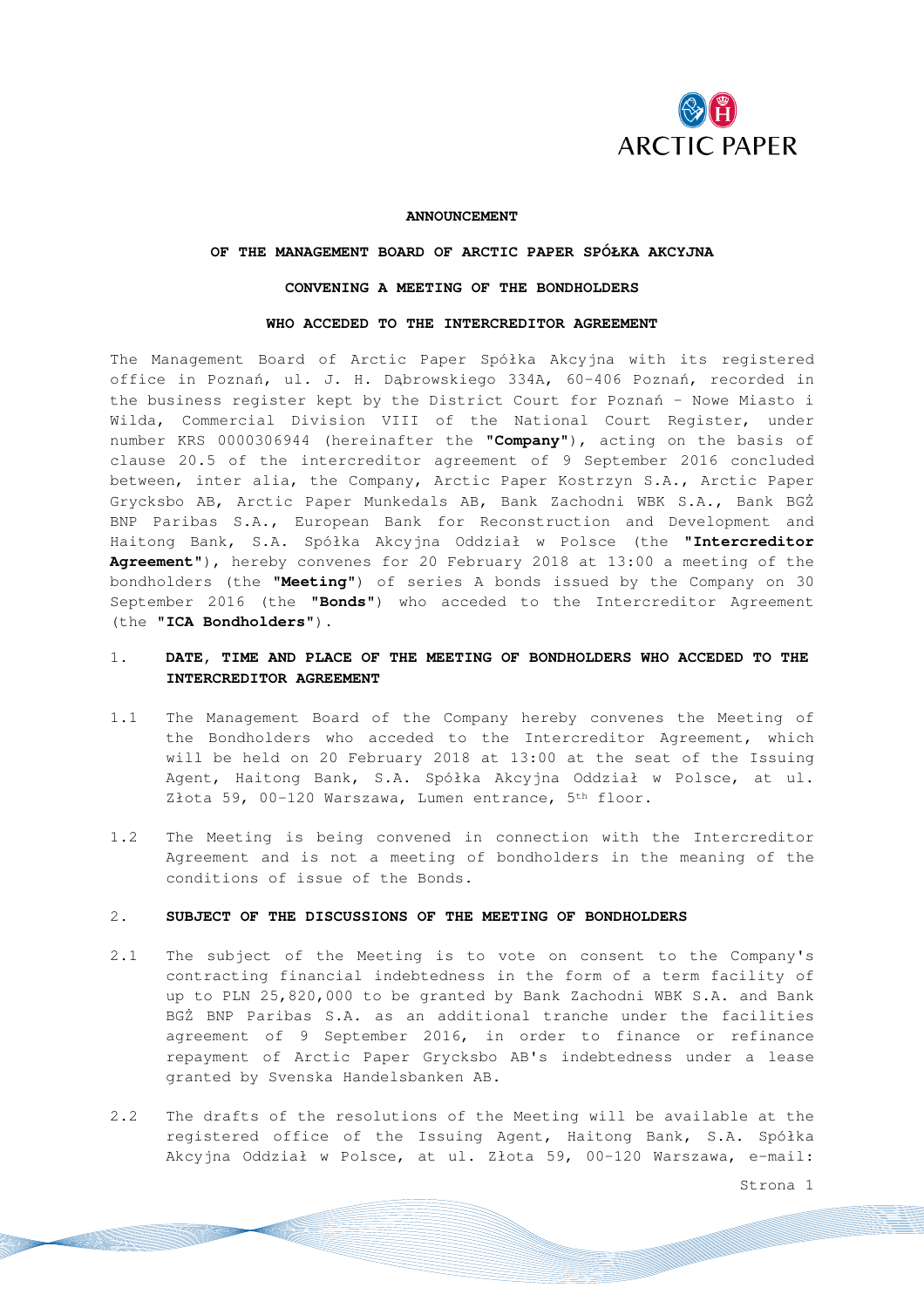**ANNOUNCEMENT**

**OF THE MANAGEMENT BOARD OF ARCTIC PAPER SPÓŁKA AKCYJNA**

**CONVENING A MEETING OF THE BONDHOLDERS**

**WHO ACCEDED TO THE INTERCREDITOR AGREEMENT**

The Management Board of Arctic Paper Spółka Akcyjna with its registered office in Poznań, ul. J. H. Dąbrowskiego 334A, 60-406 Poznań, recorded in the business register kept by the District Court for Poznań – Nowe Miasto i Wilda, Commercial Division VIII of the National Court Register, under number KRS 0000306944 (hereinafter the **"Company"**), acting on the basis of clause 20.5 of the intercreditor agreement of 9 September 2016 concluded between, inter alia, the Company, Arctic Paper Kostrzyn S.A., Arctic Paper Grycksbo AB, Arctic Paper Munkedals AB, Bank Zachodni WBK S.A., Bank BGŻ BNP Paribas S.A., European Bank for Reconstruction and Development and Haitong Bank, S.A. Spółka Akcyjna Oddział w Polsce (the **"Intercreditor Agreement"**), hereby convenes for 20 February 2018 at 13:00 a meeting of the bondholders (the **"Meeting"**) of series A bonds issued by the Company on 30 September 2016 (the **"Bonds"**) who acceded to the Intercreditor Agreement (the **"ICA Bondholders"**).

## 1. DATE, TIME AND PLACE OF THE MEETING OF BONDHOLDERS WHO ACCEDED TO THE INTERCREDITOR AGREEMENT

1.1 The Management Board of the Company hereby convenes the Meeting of the Bondholders who acceded to the Intercreditor Agreement, which will be held on 20 February 2018 at 13:00 at the seat of the Issuing Agent, Haitong Bank, S.A. Spółka Akcyjna Oddział w Polsce, at ul. Złota 59, 00-120 Warszawa, Lumen entrance, 5th floor.

1.2 The Meeting is being convened in connection with the Intercreditor Agreement and is not a meeting of bondholders in the meaning of the conditions of issue of the Bonds.

## 2. SUBJECT OF THE DISCUSSIONS OF THE MEETING OF BONDHOLDERS

2.1 The subject of the Meeting is to vote on consent to the Company's contracting financial indebtedness in the form of a term facility of up to PLN 25,820,000 to be granted by Bank Zachodni WBK S.A. and Bank BGŻ BNP Paribas S.A. as an additional tranche under the facilities agreement of 9 September 2016, in order to finance or refinance repayment of Arctic Paper Grycksbo AB's indebtedness under a lease granted by Svenska Handelsbanken AB.

2.2 The drafts of the resolutions of the Meeting will be available at the registered office of the Issuing Agent, Haitong Bank, S.A. Spółka Akcyjna Oddział w Polsce, at ul. Złota 59, 00-120 Warszawa, e-mail: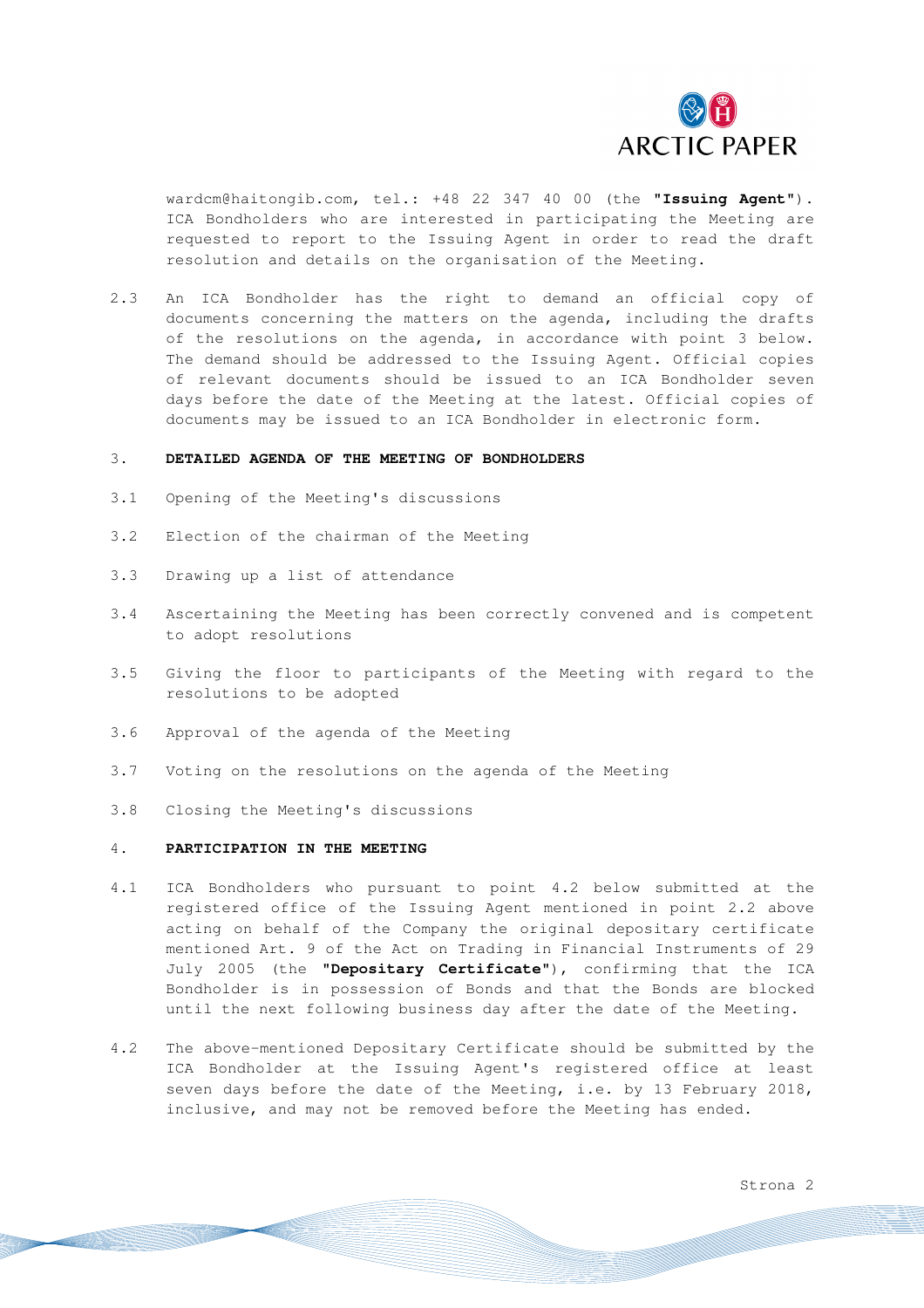wardcm@haitongib.com, tel.: +48 22 347 40 00 (the **"Issuing Agent"**). ICA Bondholders who are interested in participating the Meeting are requested to report to the Issuing Agent in order to read the draft resolution and details on the organisation of the Meeting.

2.3 An ICA Bondholder has the right to demand an official copy of documents concerning the matters on the agenda, including the drafts of the resolutions on the agenda, in accordance with point 3 below. The demand should be addressed to the Issuing Agent. Official copies of relevant documents should be issued to an ICA Bondholder seven days before the date of the Meeting at the latest. Official copies of documents may be issued to an ICA Bondholder in electronic form.

## 3. DETAILED AGENDA OF THE MEETING OF BONDHOLDERS

3.1 Opening of the Meeting's discussions

3.2 Election of the chairman of the Meeting

3.3 Drawing up a list of attendance

3.4 Ascertaining the Meeting has been correctly convened and is competent to adopt resolutions

3.5 Giving the floor to participants of the Meeting with regard to the resolutions to be adopted

3.6 Approval of the agenda of the Meeting

3.7 Voting on the resolutions on the agenda of the Meeting

3.8 Closing the Meeting's discussions

## 4. PARTICIPATION IN THE MEETING

4.1 ICA Bondholders who pursuant to point 4.2 below submitted at the registered office of the Issuing Agent mentioned in point 2.2 above acting on behalf of the Company the original depositary certificate mentioned Art. 9 of the Act on Trading in Financial Instruments of 29 July 2005 (the **"Depositary Certificate"**), confirming that the ICA Bondholder is in possession of Bonds and that the Bonds are blocked until the next following business day after the date of the Meeting.

4.2 The above-mentioned Depositary Certificate should be submitted by the ICA Bondholder at the Issuing Agent's registered office at least seven days before the date of the Meeting, i.e. by 13 February 2018, inclusive, and may not be removed before the Meeting has ended.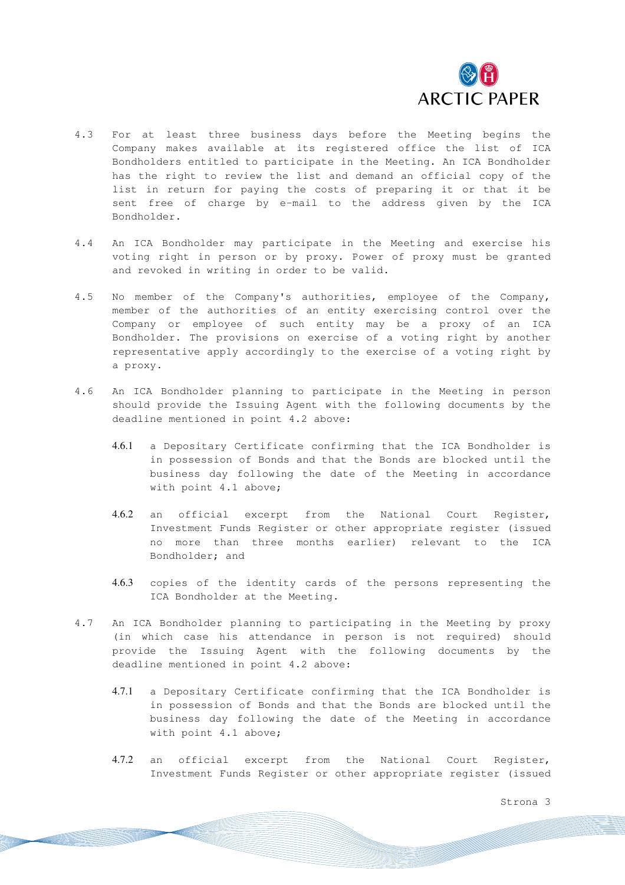4.3 For at least three business days before the Meeting begins the Company makes available at its registered office the list of ICA Bondholders entitled to participate in the Meeting. An ICA Bondholder has the right to review the list and demand an official copy of the list in return for paying the costs of preparing it or that it be sent free of charge by e-mail to the address given by the ICA Bondholder.

4.4 An ICA Bondholder may participate in the Meeting and exercise his voting right in person or by proxy. Power of proxy must be granted and revoked in writing in order to be valid.

4.5 No member of the Company's authorities, employee of the Company, member of the authorities of an entity exercising control over the Company or employee of such entity may be a proxy of an ICA Bondholder. The provisions on exercise of a voting right by another representative apply accordingly to the exercise of a voting right by a proxy.

4.6 An ICA Bondholder planning to participate in the Meeting in person should provide the Issuing Agent with the following documents by the deadline mentioned in point 4.2 above:

4.6.1 a Depositary Certificate confirming that the ICA Bondholder is in possession of Bonds and that the Bonds are blocked until the business day following the date of the Meeting in accordance with point 4.1 above;

4.6.2 an official excerpt from the National Court Register, Investment Funds Register or other appropriate register (issued no more than three months earlier) relevant to the ICA Bondholder; and

4.6.3 copies of the identity cards of the persons representing the ICA Bondholder at the Meeting.

4.7 An ICA Bondholder planning to participating in the Meeting by proxy (in which case his attendance in person is not required) should provide the Issuing Agent with the following documents by the deadline mentioned in point 4.2 above:

4.7.1 a Depositary Certificate confirming that the ICA Bondholder is in possession of Bonds and that the Bonds are blocked until the business day following the date of the Meeting in accordance with point 4.1 above;

4.7.2 an official excerpt from the National Court Register, Investment Funds Register or other appropriate register (issued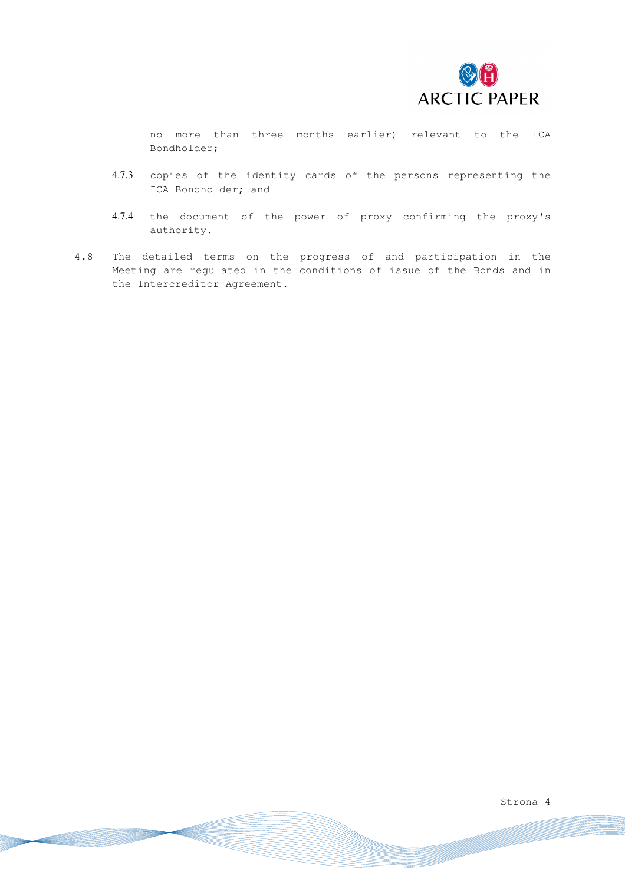no more than three months earlier) relevant to the ICA Bondholder;

4.7.3 copies of the identity cards of the persons representing the ICA Bondholder; and

4.7.4 the document of the power of proxy confirming the proxy's authority.

4.8 The detailed terms on the progress of and participation in the Meeting are regulated in the conditions of issue of the Bonds and in the Intercreditor Agreement.